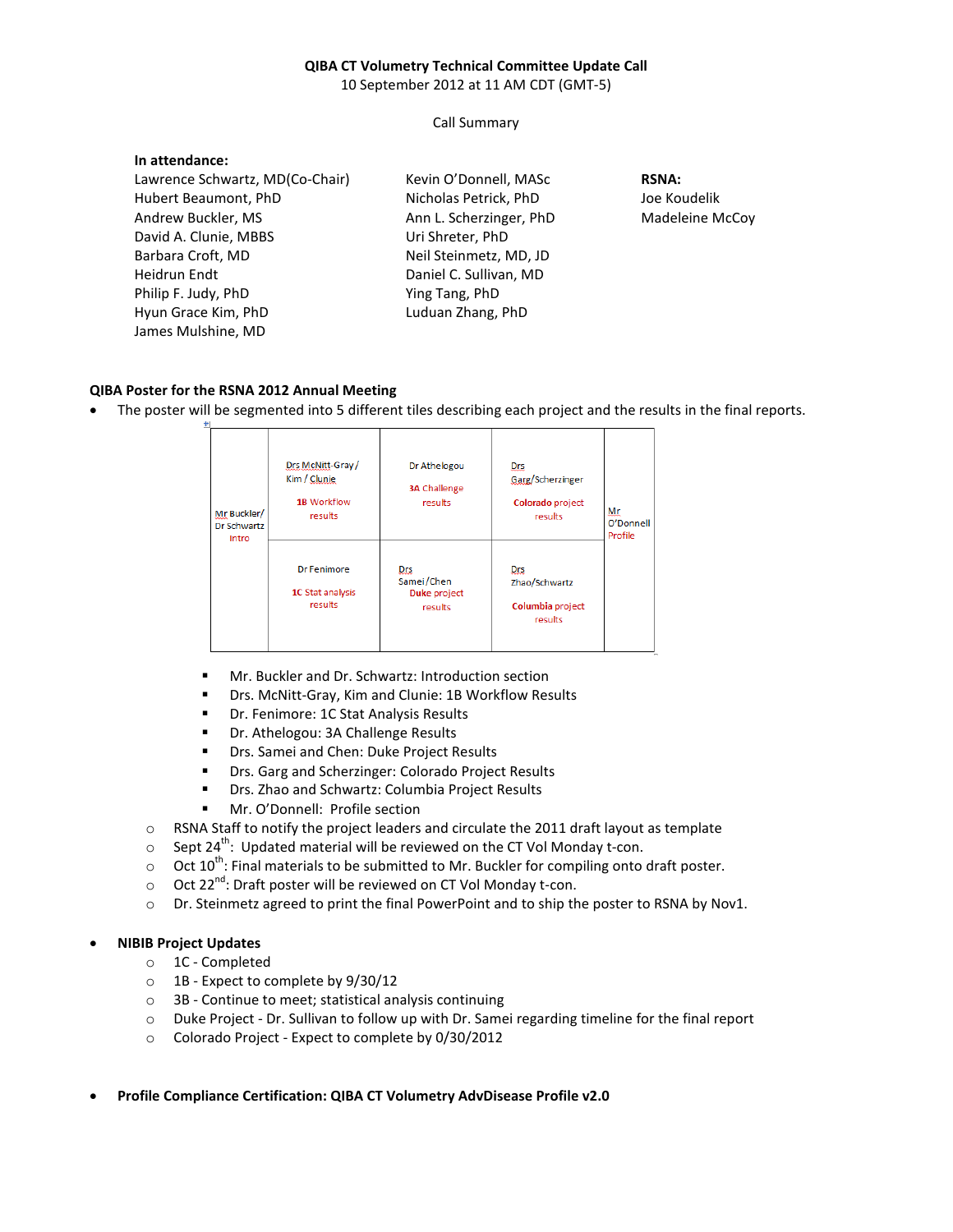**QIBA CT Volumetry Technical Committee Update Call**
10 September 2012 at 11 AM CDT (GMT-5)

Call Summary

**In attendance:**

| | | |
|---|---|---|
| Lawrence Schwartz, MD(Co-Chair) | Kevin O'Donnell, MASc | **RSNA:** |
| Hubert Beaumont, PhD | Nicholas Petrick, PhD | Joe Koudelik |
| Andrew Buckler, MS | Ann L. Scherzinger, PhD | Madeleine McCoy |
| David A. Clunie, MBBS | Uri Shreter, PhD | |
| Barbara Croft, MD | Neil Steinmetz, MD, JD | |
| Heidrun Endt | Daniel C. Sullivan, MD | |
| Philip F. Judy, PhD | Ying Tang, PhD | |
| Hyun Grace Kim, PhD | Luduan Zhang, PhD | |
| James Mulshine, MD | | |

**QIBA Poster for the RSNA 2012 Annual Meeting**

- The poster will be segmented into 5 different tiles describing each project and the results in the final reports.

| Mr Buckler/ Dr Schwartz Intro | Drs McNitt-Gray / Kim / Clunie 1B Workflow results | Dr Athelogou 3A Challenge results | Drs Garg/Scherzinger Colorado project results | Mr O'Donnell Profile |
|---|---|---|---|---|
| | Dr Fenimore 1C Stat analysis results | Drs Samei/Chen Duke project results | Drs Zhao/Schwartz Columbia project results | |

  - Mr. Buckler and Dr. Schwartz: Introduction section
  - Drs. McNitt-Gray, Kim and Clunie: 1B Workflow Results
  - Dr. Fenimore: 1C Stat Analysis Results
  - Dr. Athelogou: 3A Challenge Results
  - Drs. Samei and Chen: Duke Project Results
  - Drs. Garg and Scherzinger: Colorado Project Results
  - Drs. Zhao and Schwartz: Columbia Project Results
  - Mr. O'Donnell: Profile section
  - RSNA Staff to notify the project leaders and circulate the 2011 draft layout as template
  - Sept 24th: Updated material will be reviewed on the CT Vol Monday t-con.
  - Oct 10th: Final materials to be submitted to Mr. Buckler for compiling onto draft poster.
  - Oct 22nd: Draft poster will be reviewed on CT Vol Monday t-con.
  - Dr. Steinmetz agreed to print the final PowerPoint and to ship the poster to RSNA by Nov1.

- **NIBIB Project Updates**
  - 1C - Completed
  - 1B - Expect to complete by 9/30/12
  - 3B - Continue to meet; statistical analysis continuing
  - Duke Project - Dr. Sullivan to follow up with Dr. Samei regarding timeline for the final report
  - Colorado Project - Expect to complete by 0/30/2012

- **Profile Compliance Certification: QIBA CT Volumetry AdvDisease Profile v2.0**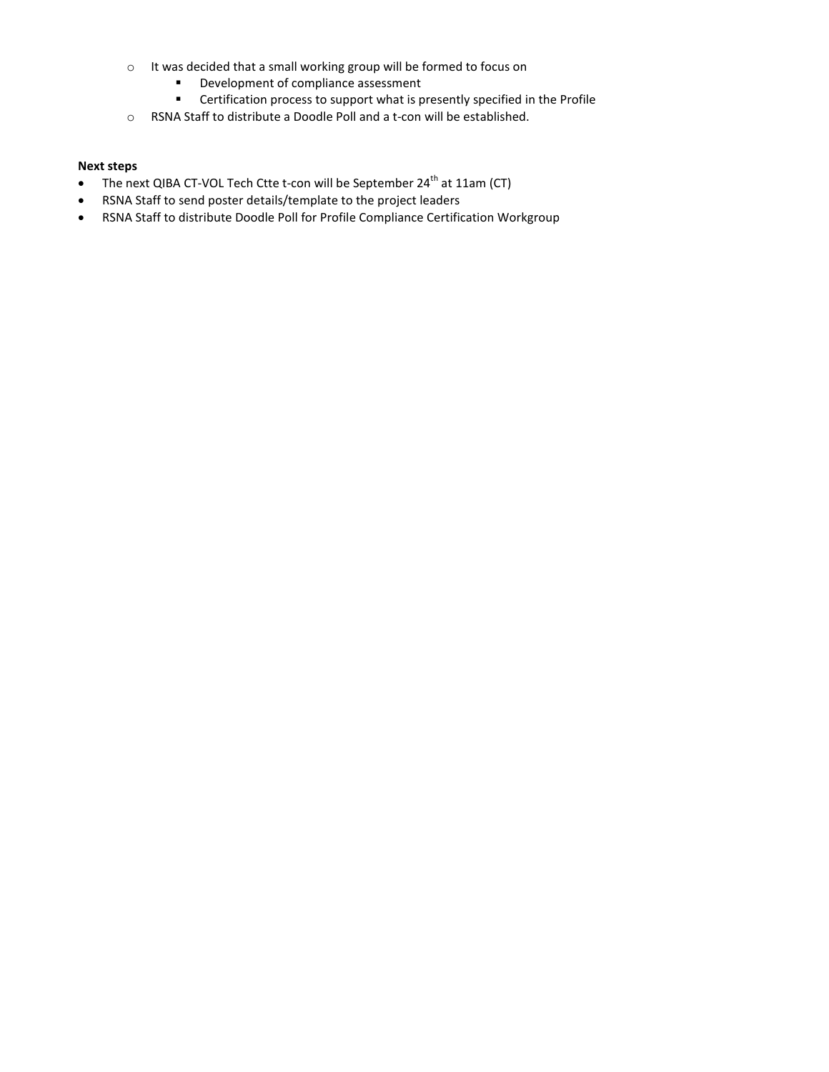- It was decided that a small working group will be formed to focus on
    - Development of compliance assessment
    - Certification process to support what is presently specified in the Profile
  - RSNA Staff to distribute a Doodle Poll and a t-con will be established.

**Next steps**

- The next QIBA CT-VOL Tech Ctte t-con will be September 24th at 11am (CT)
- RSNA Staff to send poster details/template to the project leaders
- RSNA Staff to distribute Doodle Poll for Profile Compliance Certification Workgroup